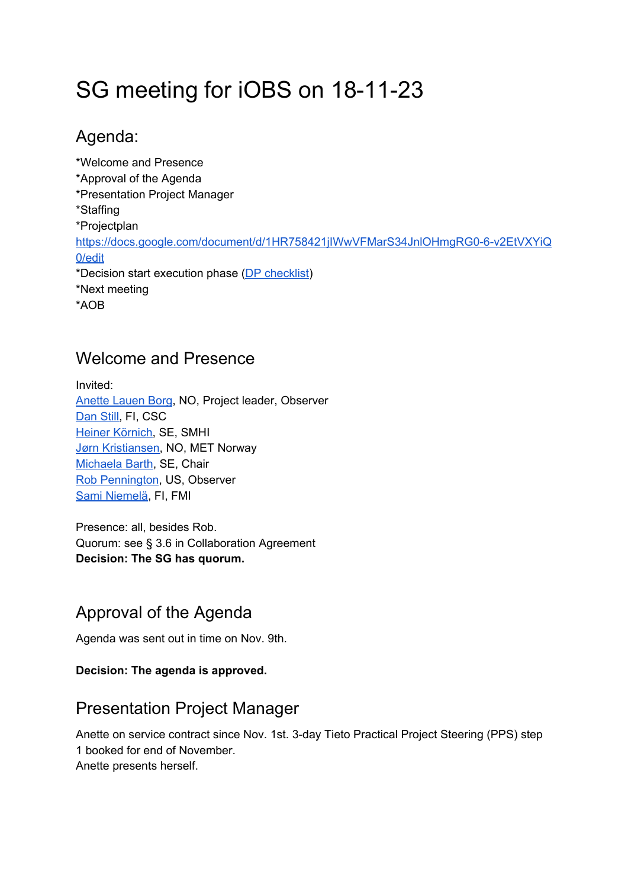# SG meeting for iOBS on 18-11-23

## Agenda:

*Welcome and Presence
*Approval of the Agenda
*Presentation Project Manager
*Staffing
*Projectplan
https://docs.google.com/document/d/1HR758421jIWwVFMarS34JnlOHmgRG0-6-v2EtVXYiQ0/edit
*Decision start execution phase (DP checklist)
*Next meeting
*AOB

## Welcome and Presence

Invited:
Anette Lauen Borg, NO, Project leader, Observer
Dan Still, FI, CSC
Heiner Körnich, SE, SMHI
Jørn Kristiansen, NO, MET Norway
Michaela Barth, SE, Chair
Rob Pennington, US, Observer
Sami Niemelä, FI, FMI

Presence: all, besides Rob.
Quorum: see § 3.6 in Collaboration Agreement
**Decision: The SG has quorum.**

## Approval of the Agenda

Agenda was sent out in time on Nov. 9th.

**Decision: The agenda is approved.**

## Presentation Project Manager

Anette on service contract since Nov. 1st. 3-day Tieto Practical Project Steering (PPS) step 1 booked for end of November.
Anette presents herself.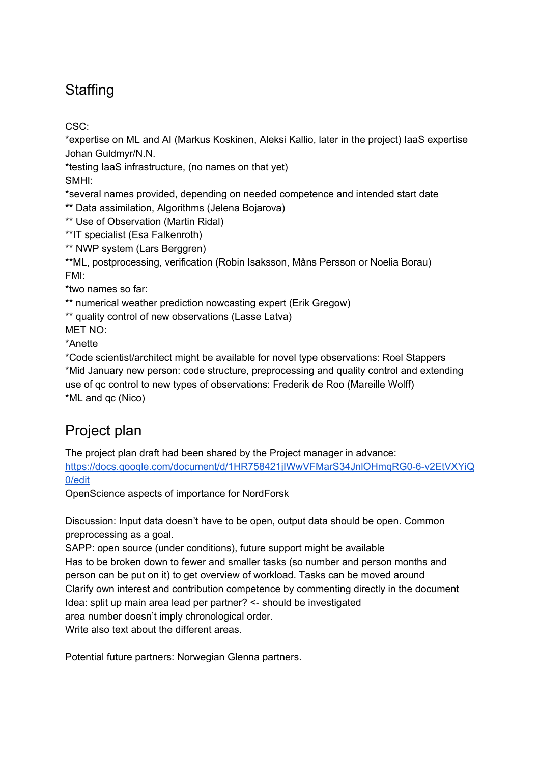## Staffing

CSC:
*expertise on ML and AI (Markus Koskinen, Aleksi Kallio, later in the project) IaaS expertise Johan Guldmyr/N.N.
*testing IaaS infrastructure, (no names on that yet)
SMHI:
*several names provided, depending on needed competence and intended start date
** Data assimilation, Algorithms (Jelena Bojarova)
** Use of Observation (Martin Ridal)
**IT specialist (Esa Falkenroth)
** NWP system (Lars Berggren)
**ML, postprocessing, verification (Robin Isaksson, Måns Persson or Noelia Borau)
FMI:
*two names so far:
** numerical weather prediction nowcasting expert (Erik Gregow)
** quality control of new observations (Lasse Latva)
MET NO:
*Anette
*Code scientist/architect might be available for novel type observations: Roel Stappers
*Mid January new person: code structure, preprocessing and quality control and extending use of qc control to new types of observations: Frederik de Roo (Mareille Wolff)
*ML and qc (Nico)

## Project plan

The project plan draft had been shared by the Project manager in advance:
[https://docs.google.com/document/d/1HR758421jIWwVFMarS34JnlOHmgRG0-6-v2EtVXYiQ0/edit](https://docs.google.com/document/d/1HR758421jIWwVFMarS34JnlOHmgRG0-6-v2EtVXYiQ0/edit)
OpenScience aspects of importance for NordForsk

Discussion: Input data doesn't have to be open, output data should be open. Common preprocessing as a goal.
SAPP: open source (under conditions), future support might be available
Has to be broken down to fewer and smaller tasks (so number and person months and person can be put on it) to get overview of workload. Tasks can be moved around
Clarify own interest and contribution competence by commenting directly in the document
Idea: split up main area lead per partner? <- should be investigated
area number doesn't imply chronological order.
Write also text about the different areas.

Potential future partners: Norwegian Glenna partners.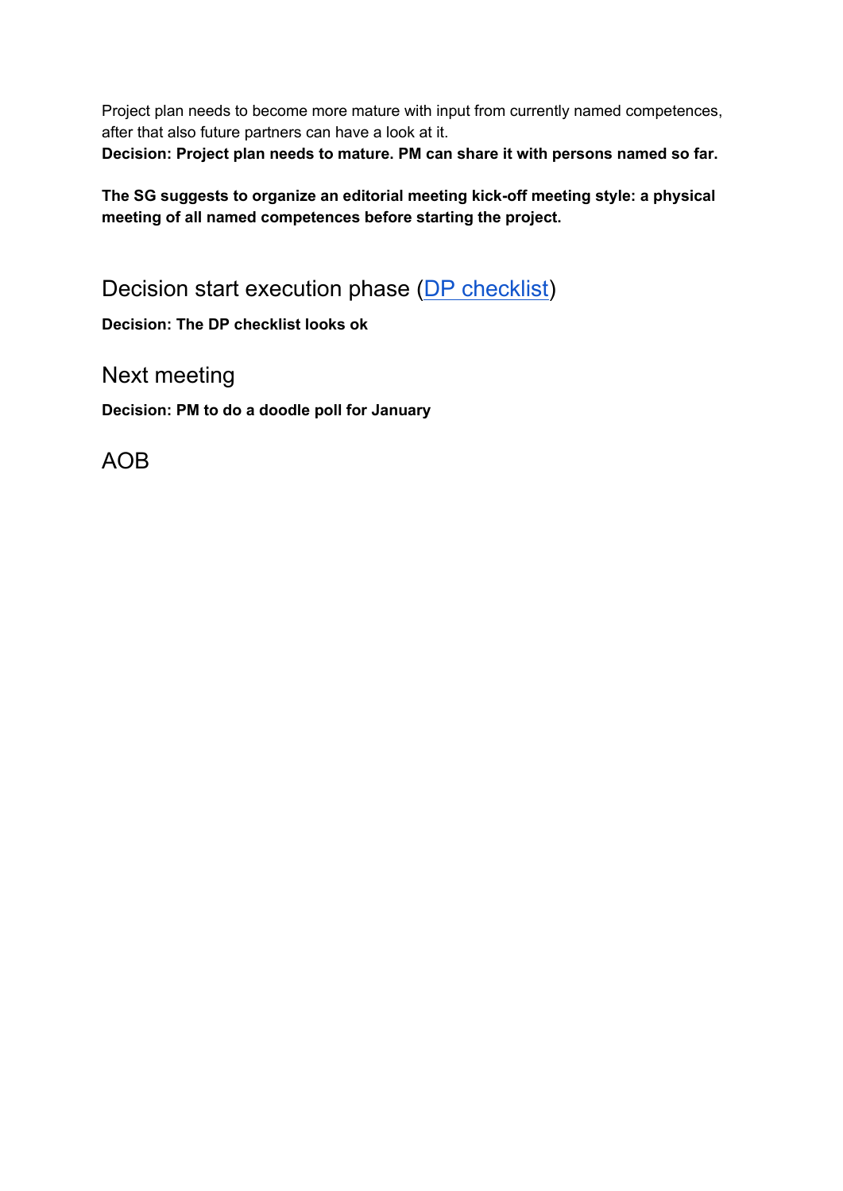Project plan needs to become more mature with input from currently named competences, after that also future partners can have a look at it.
**Decision: Project plan needs to mature. PM can share it with persons named so far.**

**The SG suggests to organize an editorial meeting kick-off meeting style: a physical meeting of all named competences before starting the project.**

## Decision start execution phase (DP checklist)

**Decision: The DP checklist looks ok**

## Next meeting

**Decision: PM to do a doodle poll for January**

## AOB